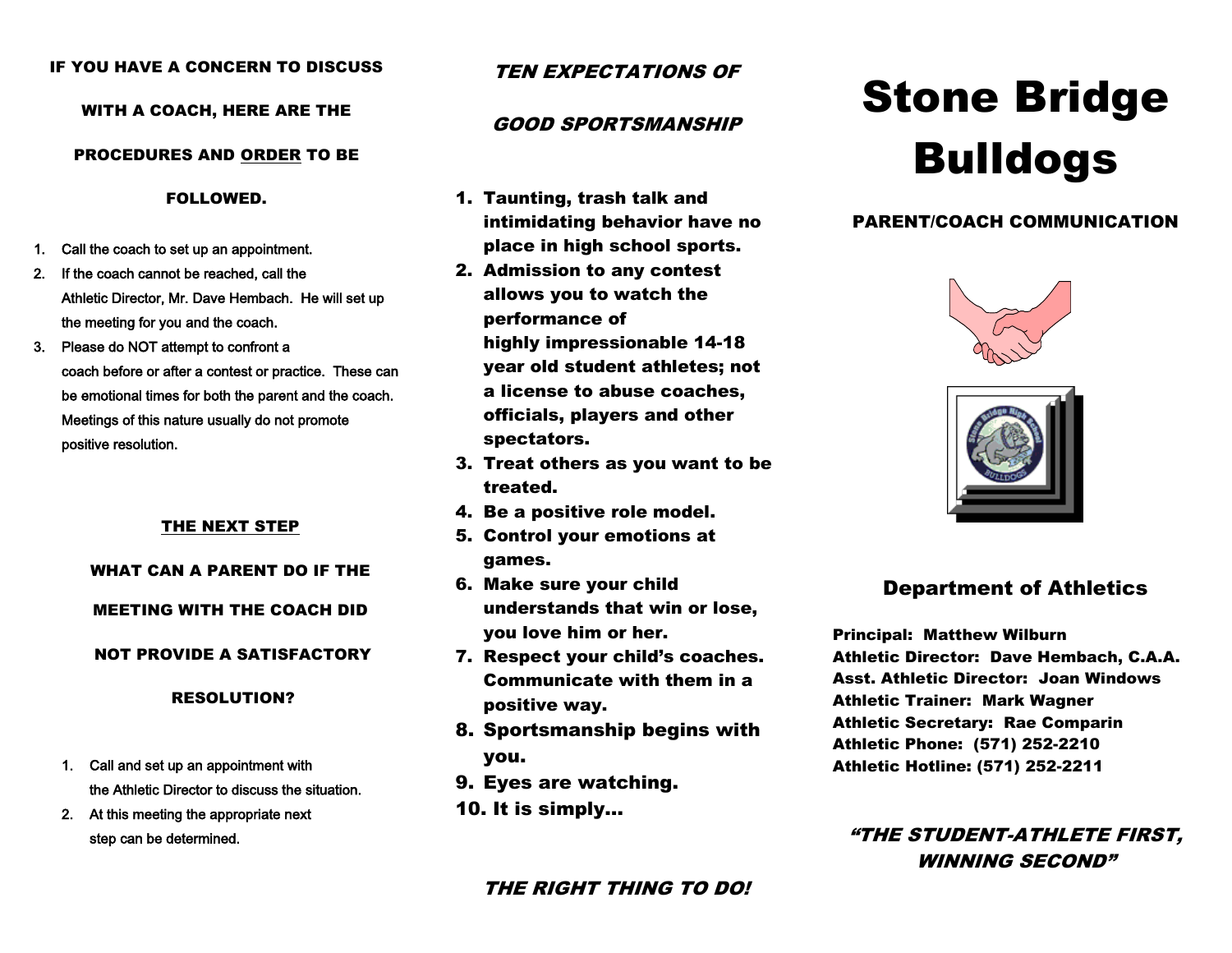**IF YOU HAVE A CONCERN TO DISCUSS WITH A COACH, HERE ARE THE PROCEDURES AND ORDER TO BE FOLLOWED.**

1. Call the coach to set up an appointment.
2. If the coach cannot be reached, call the Athletic Director, Mr. Dave Hembach. He will set up the meeting for you and the coach.
3. Please do NOT attempt to confront a coach before or after a contest or practice. These can be emotional times for both the parent and the coach. Meetings of this nature usually do not promote positive resolution.

**THE NEXT STEP**

**WHAT CAN A PARENT DO IF THE MEETING WITH THE COACH DID NOT PROVIDE A SATISFACTORY RESOLUTION?**

1. Call and set up an appointment with the Athletic Director to discuss the situation.
2. At this meeting the appropriate next step can be determined.

***TEN EXPECTATIONS OF GOOD SPORTSMANSHIP***

1. **Taunting, trash talk and intimidating behavior have no place in high school sports.**
2. **Admission to any contest allows you to watch the performance of highly impressionable 14-18 year old student athletes; not a license to abuse coaches, officials, players and other spectators.**
3. **Treat others as you want to be treated.**
4. **Be a positive role model.**
5. **Control your emotions at games.**
6. **Make sure your child understands that win or lose, you love him or her.**
7. **Respect your child's coaches. Communicate with them in a positive way.**
8. **Sportsmanship begins with you.**
9. **Eyes are watching.**
10. **It is simply…**

***THE RIGHT THING TO DO!***

# Stone Bridge Bulldogs

**PARENT/COACH COMMUNICATION**

## Department of Athletics

**Principal: Matthew Wilburn**
**Athletic Director: Dave Hembach, C.A.A.**
**Asst. Athletic Director: Joan Windows**
**Athletic Trainer: Mark Wagner**
**Athletic Secretary: Rae Comparin**
**Athletic Phone: (571) 252-2210**
**Athletic Hotline: (571) 252-2211**

***"THE STUDENT-ATHLETE FIRST, WINNING SECOND"***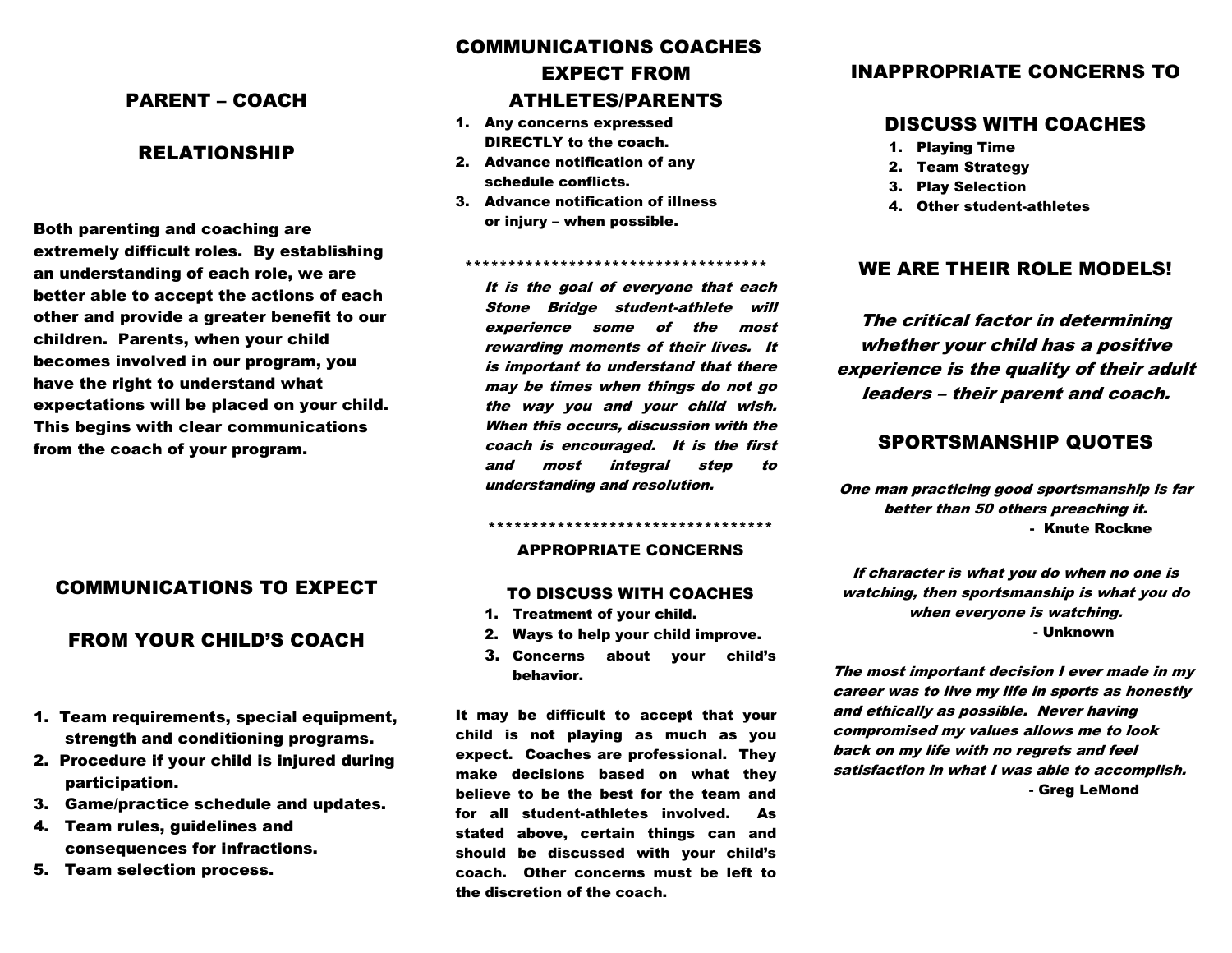## PARENT – COACH

## RELATIONSHIP

**Both parenting and coaching are extremely difficult roles. By establishing an understanding of each role, we are better able to accept the actions of each other and provide a greater benefit to our children. Parents, when your child becomes involved in our program, you have the right to understand what expectations will be placed on your child. This begins with clear communications from the coach of your program.**

## COMMUNICATIONS TO EXPECT

## FROM YOUR CHILD'S COACH

1. **Team requirements, special equipment, strength and conditioning programs.**
2. **Procedure if your child is injured during participation.**
3. **Game/practice schedule and updates.**
4. **Team rules, guidelines and consequences for infractions.**
5. **Team selection process.**

## COMMUNICATIONS COACHES EXPECT FROM ATHLETES/PARENTS

1. **Any concerns expressed DIRECTLY to the coach.**
2. **Advance notification of any schedule conflicts.**
3. **Advance notification of illness or injury – when possible.**

************************************

***It is the goal of everyone that each Stone Bridge student-athlete will experience some of the most rewarding moments of their lives. It is important to understand that there may be times when things do not go the way you and your child wish. When this occurs, discussion with the coach is encouraged. It is the first and most integral step to understanding and resolution.***

**********************************

### APPROPRIATE CONCERNS

### TO DISCUSS WITH COACHES

1. **Treatment of your child.**
2. **Ways to help your child improve.**
3. **Concerns about your child's behavior.**

**It may be difficult to accept that your child is not playing as much as you expect. Coaches are professional. They make decisions based on what they believe to be the best for the team and for all student-athletes involved. As stated above, certain things can and should be discussed with your child's coach. Other concerns must be left to the discretion of the coach.**

## INAPPROPRIATE CONCERNS TO

## DISCUSS WITH COACHES

1. **Playing Time**
2. **Team Strategy**
3. **Play Selection**
4. **Other student-athletes**

## WE ARE THEIR ROLE MODELS!

***The critical factor in determining whether your child has a positive experience is the quality of their adult leaders – their parent and coach.***

## SPORTSMANSHIP QUOTES

***One man practicing good sportsmanship is far better than 50 others preaching it.***
**- Knute Rockne**

***If character is what you do when no one is watching, then sportsmanship is what you do when everyone is watching.***
**- Unknown**

***The most important decision I ever made in my career was to live my life in sports as honestly and ethically as possible. Never having compromised my values allows me to look back on my life with no regrets and feel satisfaction in what I was able to accomplish.***
**- Greg LeMond**